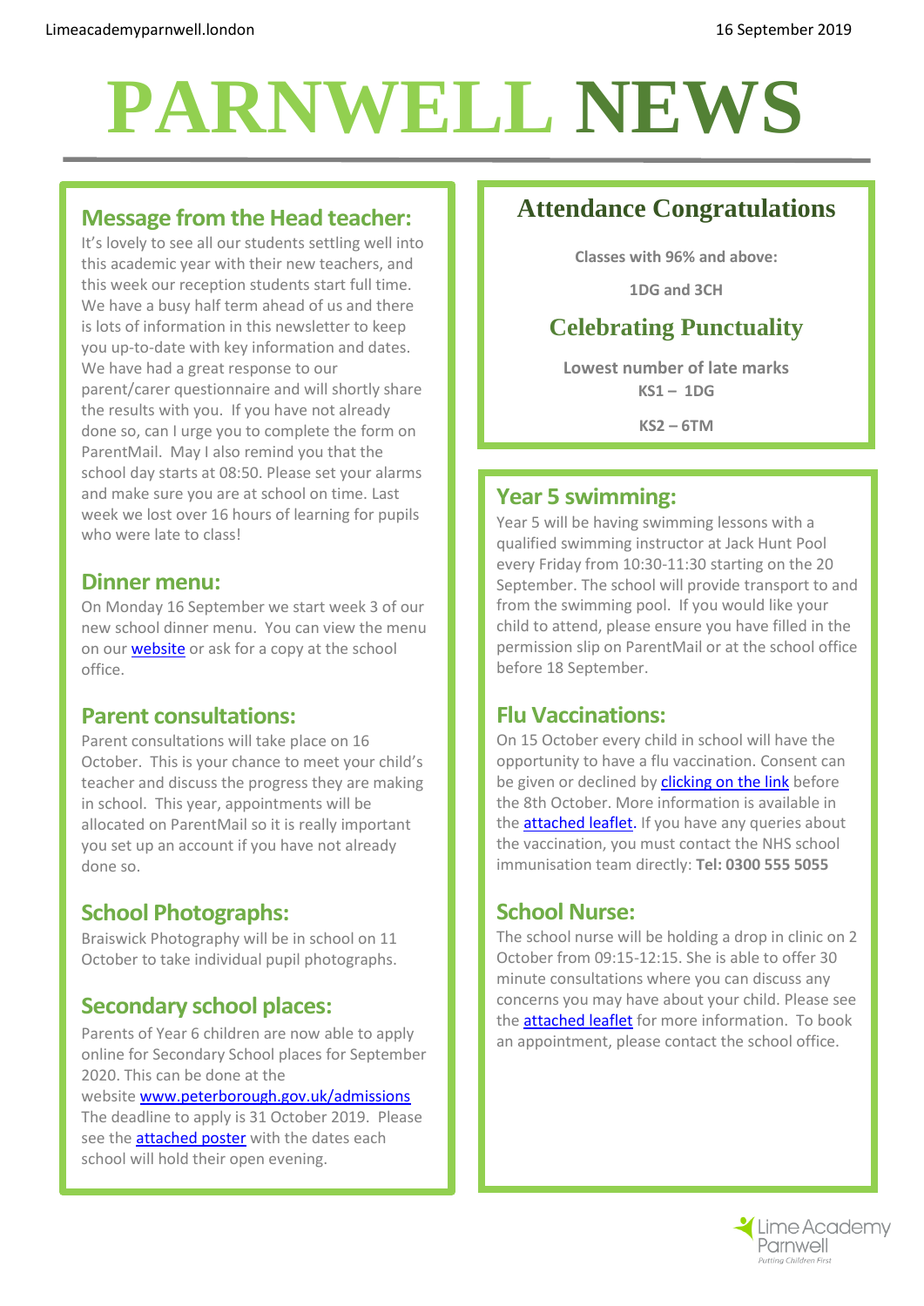Limeacademyparnwell.london

16 September 2019

# PARNWELL NEWS

## Message from the Head teacher:

It's lovely to see all our students settling well into this academic year with their new teachers, and this week our reception students start full time. We have a busy half term ahead of us and there is lots of information in this newsletter to keep you up-to-date with key information and dates. We have had a great response to our parent/carer questionnaire and will shortly share the results with you. If you have not already done so, can I urge you to complete the form on ParentMail. May I also remind you that the school day starts at 08:50. Please set your alarms and make sure you are at school on time. Last week we lost over 16 hours of learning for pupils who were late to class!

## Dinner menu:

On Monday 16 September we start week 3 of our new school dinner menu. You can view the menu on our website or ask for a copy at the school office.

## Parent consultations:

Parent consultations will take place on 16 October. This is your chance to meet your child's teacher and discuss the progress they are making in school. This year, appointments will be allocated on ParentMail so it is really important you set up an account if you have not already done so.

## School Photographs:

Braiswick Photography will be in school on 11 October to take individual pupil photographs.

## Secondary school places:

Parents of Year 6 children are now able to apply online for Secondary School places for September 2020. This can be done at the website www.peterborough.gov.uk/admissions The deadline to apply is 31 October 2019. Please see the attached poster with the dates each school will hold their open evening.

## Attendance Congratulations

**Classes with 96% and above:**

**1DG and 3CH**

## Celebrating Punctuality

**Lowest number of late marks**

**KS1 – 1DG**

**KS2 – 6TM**

## Year 5 swimming:

Year 5 will be having swimming lessons with a qualified swimming instructor at Jack Hunt Pool every Friday from 10:30-11:30 starting on the 20 September. The school will provide transport to and from the swimming pool. If you would like your child to attend, please ensure you have filled in the permission slip on ParentMail or at the school office before 18 September.

## Flu Vaccinations:

On 15 October every child in school will have the opportunity to have a flu vaccination. Consent can be given or declined by clicking on the link before the 8th October. More information is available in the attached leaflet. If you have any queries about the vaccination, you must contact the NHS school immunisation team directly: **Tel: 0300 555 5055**

## School Nurse:

The school nurse will be holding a drop in clinic on 2 October from 09:15-12:15. She is able to offer 30 minute consultations where you can discuss any concerns you may have about your child. Please see the attached leaflet for more information. To book an appointment, please contact the school office.

Lime Academy Parnwell
*Putting Children First*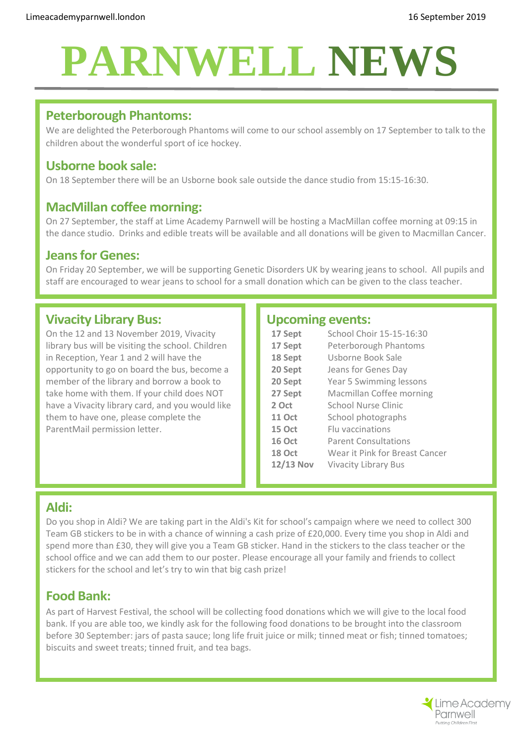Limeacademyparnwell.london

16 September 2019

# PARNWELL NEWS

## Peterborough Phantoms:

We are delighted the Peterborough Phantoms will come to our school assembly on 17 September to talk to the children about the wonderful sport of ice hockey.

## Usborne book sale:

On 18 September there will be an Usborne book sale outside the dance studio from 15:15-16:30.

## MacMillan coffee morning:

On 27 September, the staff at Lime Academy Parnwell will be hosting a MacMillan coffee morning at 09:15 in the dance studio. Drinks and edible treats will be available and all donations will be given to Macmillan Cancer.

## Jeans for Genes:

On Friday 20 September, we will be supporting Genetic Disorders UK by wearing jeans to school. All pupils and staff are encouraged to wear jeans to school for a small donation which can be given to the class teacher.

## Vivacity Library Bus:

On the 12 and 13 November 2019, Vivacity library bus will be visiting the school. Children in Reception, Year 1 and 2 will have the opportunity to go on board the bus, become a member of the library and borrow a book to take home with them. If your child does NOT have a Vivacity library card, and you would like them to have one, please complete the ParentMail permission letter.

## Upcoming events:

| | |
|---|---|
| **17 Sept** | School Choir 15-15-16:30 |
| **17 Sept** | Peterborough Phantoms |
| **18 Sept** | Usborne Book Sale |
| **20 Sept** | Jeans for Genes Day |
| **20 Sept** | Year 5 Swimming lessons |
| **27 Sept** | Macmillan Coffee morning |
| **2 Oct** | School Nurse Clinic |
| **11 Oct** | School photographs |
| **15 Oct** | Flu vaccinations |
| **16 Oct** | Parent Consultations |
| **18 Oct** | Wear it Pink for Breast Cancer |
| **12/13 Nov** | Vivacity Library Bus |

## Aldi:

Do you shop in Aldi? We are taking part in the Aldi's Kit for school's campaign where we need to collect 300 Team GB stickers to be in with a chance of winning a cash prize of £20,000. Every time you shop in Aldi and spend more than £30, they will give you a Team GB sticker. Hand in the stickers to the class teacher or the school office and we can add them to our poster. Please encourage all your family and friends to collect stickers for the school and let's try to win that big cash prize!

## Food Bank:

As part of Harvest Festival, the school will be collecting food donations which we will give to the local food bank. If you are able too, we kindly ask for the following food donations to be brought into the classroom before 30 September: jars of pasta sauce; long life fruit juice or milk; tinned meat or fish; tinned tomatoes; biscuits and sweet treats; tinned fruit, and tea bags.

Lime Academy Parnwell
*Putting Children First*